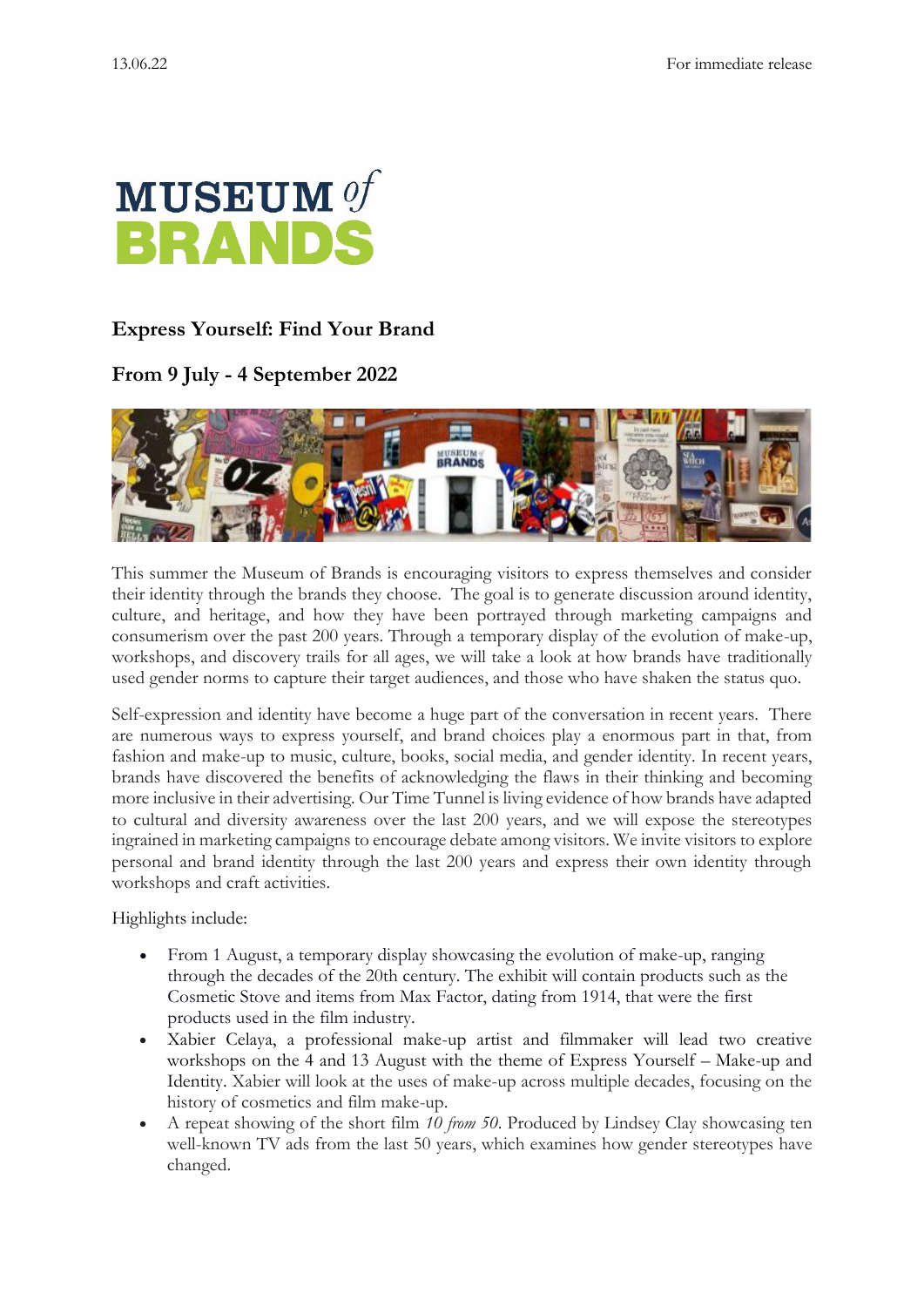13.06.22 For immediate release

MUSEUM of BRANDS

## Express Yourself: Find Your Brand

## From 9 July - 4 September 2022

This summer the Museum of Brands is encouraging visitors to express themselves and consider their identity through the brands they choose. The goal is to generate discussion around identity, culture, and heritage, and how they have been portrayed through marketing campaigns and consumerism over the past 200 years. Through a temporary display of the evolution of make-up, workshops, and discovery trails for all ages, we will take a look at how brands have traditionally used gender norms to capture their target audiences, and those who have shaken the status quo.

Self-expression and identity have become a huge part of the conversation in recent years. There are numerous ways to express yourself, and brand choices play a enormous part in that, from fashion and make-up to music, culture, books, social media, and gender identity. In recent years, brands have discovered the benefits of acknowledging the flaws in their thinking and becoming more inclusive in their advertising. Our Time Tunnel is living evidence of how brands have adapted to cultural and diversity awareness over the last 200 years, and we will expose the stereotypes ingrained in marketing campaigns to encourage debate among visitors. We invite visitors to explore personal and brand identity through the last 200 years and express their own identity through workshops and craft activities.

Highlights include:

- From 1 August, a temporary display showcasing the evolution of make-up, ranging through the decades of the 20th century. The exhibit will contain products such as the Cosmetic Stove and items from Max Factor, dating from 1914, that were the first products used in the film industry.
- Xabier Celaya, a professional make-up artist and filmmaker will lead two creative workshops on the 4 and 13 August with the theme of Express Yourself – Make-up and Identity. Xabier will look at the uses of make-up across multiple decades, focusing on the history of cosmetics and film make-up.
- A repeat showing of the short film *10 from 50*. Produced by Lindsey Clay showcasing ten well-known TV ads from the last 50 years, which examines how gender stereotypes have changed.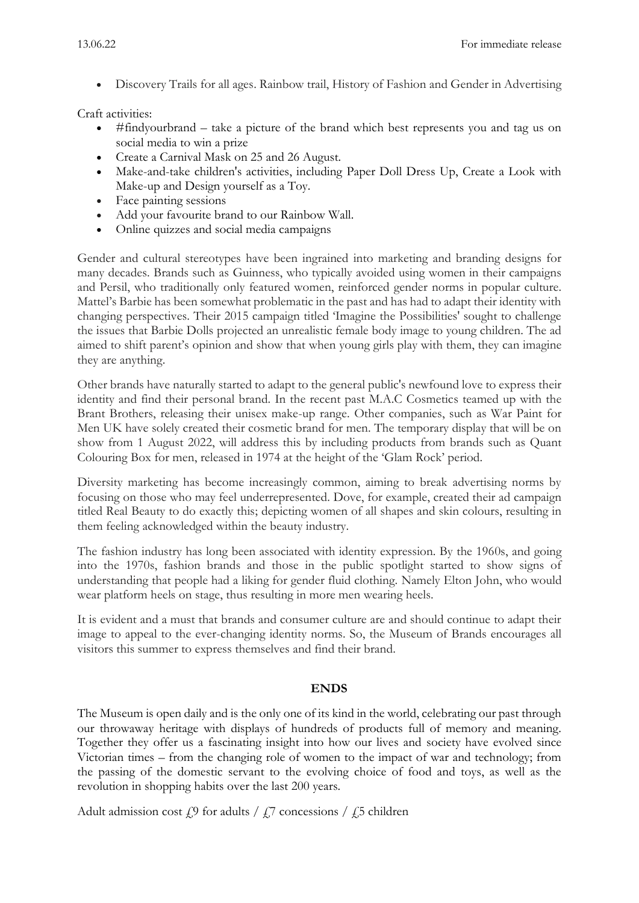- Discovery Trails for all ages. Rainbow trail, History of Fashion and Gender in Advertising

Craft activities:

- #findyourbrand – take a picture of the brand which best represents you and tag us on social media to win a prize
- Create a Carnival Mask on 25 and 26 August.
- Make-and-take children's activities, including Paper Doll Dress Up, Create a Look with Make-up and Design yourself as a Toy.
- Face painting sessions
- Add your favourite brand to our Rainbow Wall.
- Online quizzes and social media campaigns

Gender and cultural stereotypes have been ingrained into marketing and branding designs for many decades. Brands such as Guinness, who typically avoided using women in their campaigns and Persil, who traditionally only featured women, reinforced gender norms in popular culture. Mattel's Barbie has been somewhat problematic in the past and has had to adapt their identity with changing perspectives. Their 2015 campaign titled 'Imagine the Possibilities' sought to challenge the issues that Barbie Dolls projected an unrealistic female body image to young children. The ad aimed to shift parent's opinion and show that when young girls play with them, they can imagine they are anything.

Other brands have naturally started to adapt to the general public's newfound love to express their identity and find their personal brand. In the recent past M.A.C Cosmetics teamed up with the Brant Brothers, releasing their unisex make-up range. Other companies, such as War Paint for Men UK have solely created their cosmetic brand for men. The temporary display that will be on show from 1 August 2022, will address this by including products from brands such as Quant Colouring Box for men, released in 1974 at the height of the 'Glam Rock' period.

Diversity marketing has become increasingly common, aiming to break advertising norms by focusing on those who may feel underrepresented. Dove, for example, created their ad campaign titled Real Beauty to do exactly this; depicting women of all shapes and skin colours, resulting in them feeling acknowledged within the beauty industry.

The fashion industry has long been associated with identity expression. By the 1960s, and going into the 1970s, fashion brands and those in the public spotlight started to show signs of understanding that people had a liking for gender fluid clothing. Namely Elton John, who would wear platform heels on stage, thus resulting in more men wearing heels.

It is evident and a must that brands and consumer culture are and should continue to adapt their image to appeal to the ever-changing identity norms. So, the Museum of Brands encourages all visitors this summer to express themselves and find their brand.

**ENDS**

The Museum is open daily and is the only one of its kind in the world, celebrating our past through our throwaway heritage with displays of hundreds of products full of memory and meaning. Together they offer us a fascinating insight into how our lives and society have evolved since Victorian times – from the changing role of women to the impact of war and technology; from the passing of the domestic servant to the evolving choice of food and toys, as well as the revolution in shopping habits over the last 200 years.

Adult admission cost £9 for adults / £7 concessions / £5 children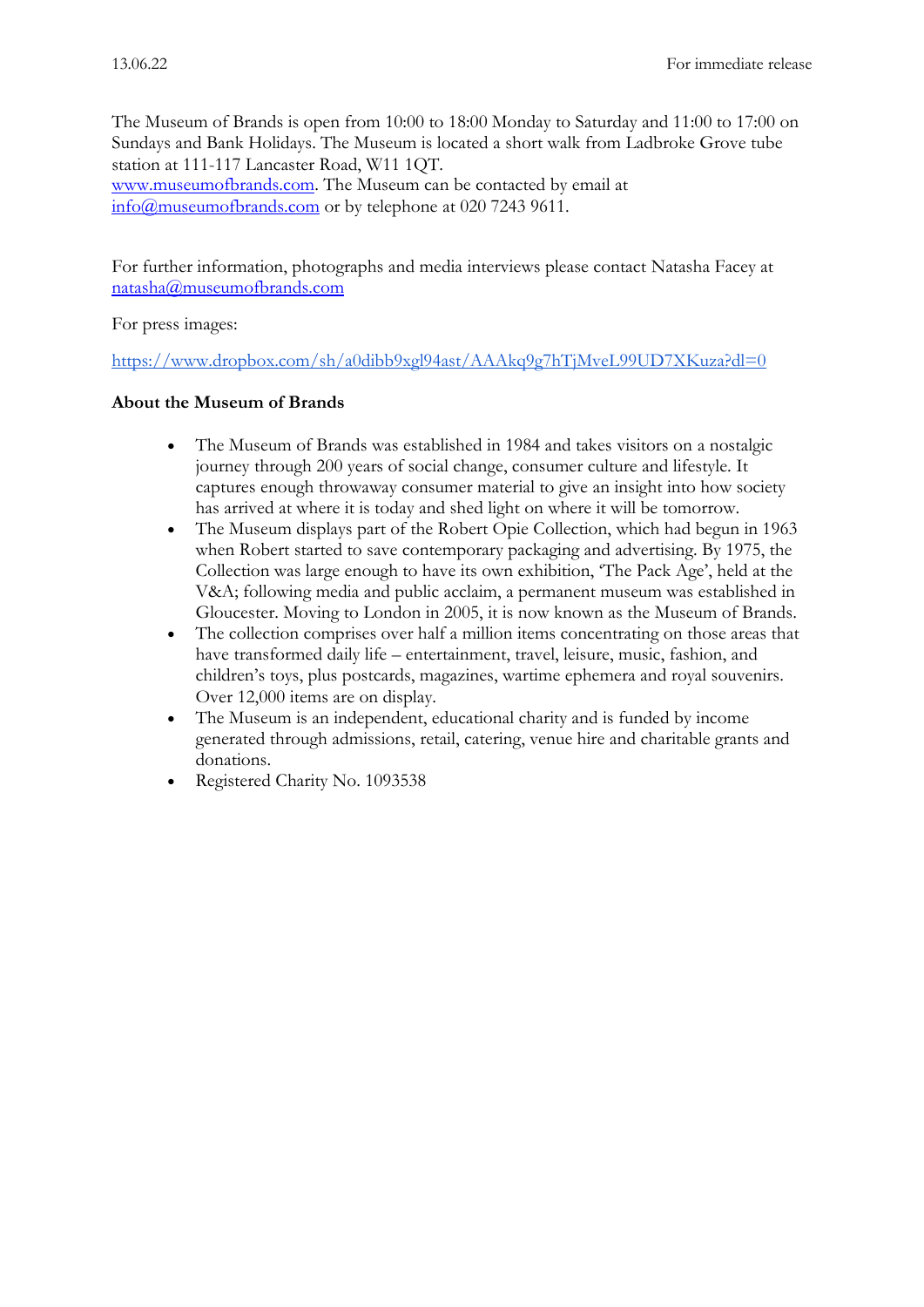13.06.22 For immediate release

The Museum of Brands is open from 10:00 to 18:00 Monday to Saturday and 11:00 to 17:00 on Sundays and Bank Holidays. The Museum is located a short walk from Ladbroke Grove tube station at 111-117 Lancaster Road, W11 1QT.
www.museumofbrands.com. The Museum can be contacted by email at info@museumofbrands.com or by telephone at 020 7243 9611.

For further information, photographs and media interviews please contact Natasha Facey at natasha@museumofbrands.com

For press images:

https://www.dropbox.com/sh/a0dibb9xgl94ast/AAAkq9g7hTjMveL99UD7XKuza?dl=0

**About the Museum of Brands**

- The Museum of Brands was established in 1984 and takes visitors on a nostalgic journey through 200 years of social change, consumer culture and lifestyle. It captures enough throwaway consumer material to give an insight into how society has arrived at where it is today and shed light on where it will be tomorrow.
- The Museum displays part of the Robert Opie Collection, which had begun in 1963 when Robert started to save contemporary packaging and advertising. By 1975, the Collection was large enough to have its own exhibition, 'The Pack Age', held at the V&A; following media and public acclaim, a permanent museum was established in Gloucester. Moving to London in 2005, it is now known as the Museum of Brands.
- The collection comprises over half a million items concentrating on those areas that have transformed daily life – entertainment, travel, leisure, music, fashion, and children's toys, plus postcards, magazines, wartime ephemera and royal souvenirs. Over 12,000 items are on display.
- The Museum is an independent, educational charity and is funded by income generated through admissions, retail, catering, venue hire and charitable grants and donations.
- Registered Charity No. 1093538